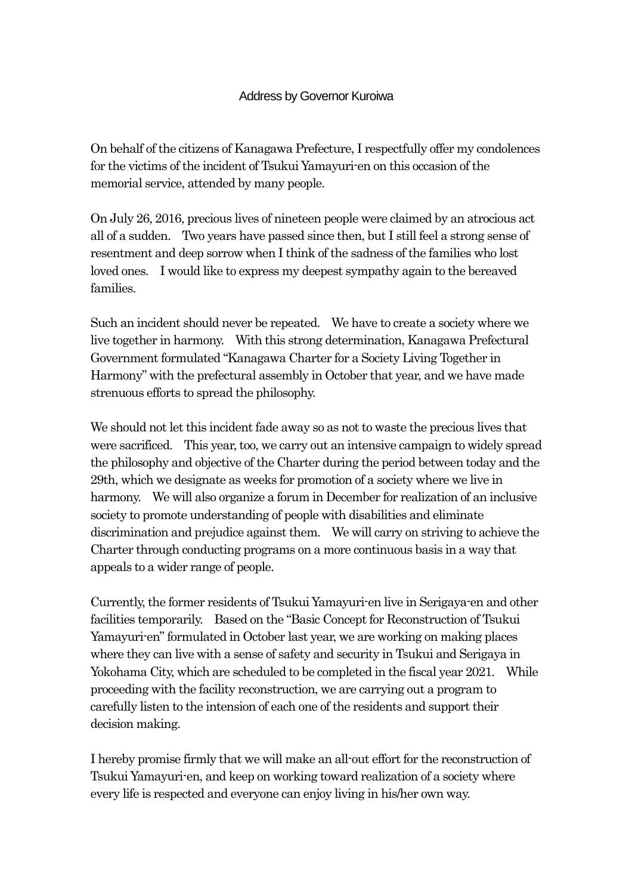# Address by Governor Kuroiwa

On behalf of the citizens of Kanagawa Prefecture, I respectfully offer my condolences for the victims of the incident of Tsukui Yamayuri-en on this occasion of the memorial service, attended by many people.

On July 26, 2016, precious lives of nineteen people were claimed by an atrocious act all of a sudden.　Two years have passed since then, but I still feel a strong sense of resentment and deep sorrow when I think of the sadness of the families who lost loved ones.　I would like to express my deepest sympathy again to the bereaved families.

Such an incident should never be repeated.　We have to create a society where we live together in harmony.　With this strong determination, Kanagawa Prefectural Government formulated "Kanagawa Charter for a Society Living Together in Harmony" with the prefectural assembly in October that year, and we have made strenuous efforts to spread the philosophy.

We should not let this incident fade away so as not to waste the precious lives that were sacrificed.　This year, too, we carry out an intensive campaign to widely spread the philosophy and objective of the Charter during the period between today and the 29th, which we designate as weeks for promotion of a society where we live in harmony.　We will also organize a forum in December for realization of an inclusive society to promote understanding of people with disabilities and eliminate discrimination and prejudice against them.　We will carry on striving to achieve the Charter through conducting programs on a more continuous basis in a way that appeals to a wider range of people.

Currently, the former residents of Tsukui Yamayuri-en live in Serigaya-en and other facilities temporarily.　Based on the "Basic Concept for Reconstruction of Tsukui Yamayuri-en" formulated in October last year, we are working on making places where they can live with a sense of safety and security in Tsukui and Serigaya in Yokohama City, which are scheduled to be completed in the fiscal year 2021.　While proceeding with the facility reconstruction, we are carrying out a program to carefully listen to the intension of each one of the residents and support their decision making.

I hereby promise firmly that we will make an all-out effort for the reconstruction of Tsukui Yamayuri-en, and keep on working toward realization of a society where every life is respected and everyone can enjoy living in his/her own way.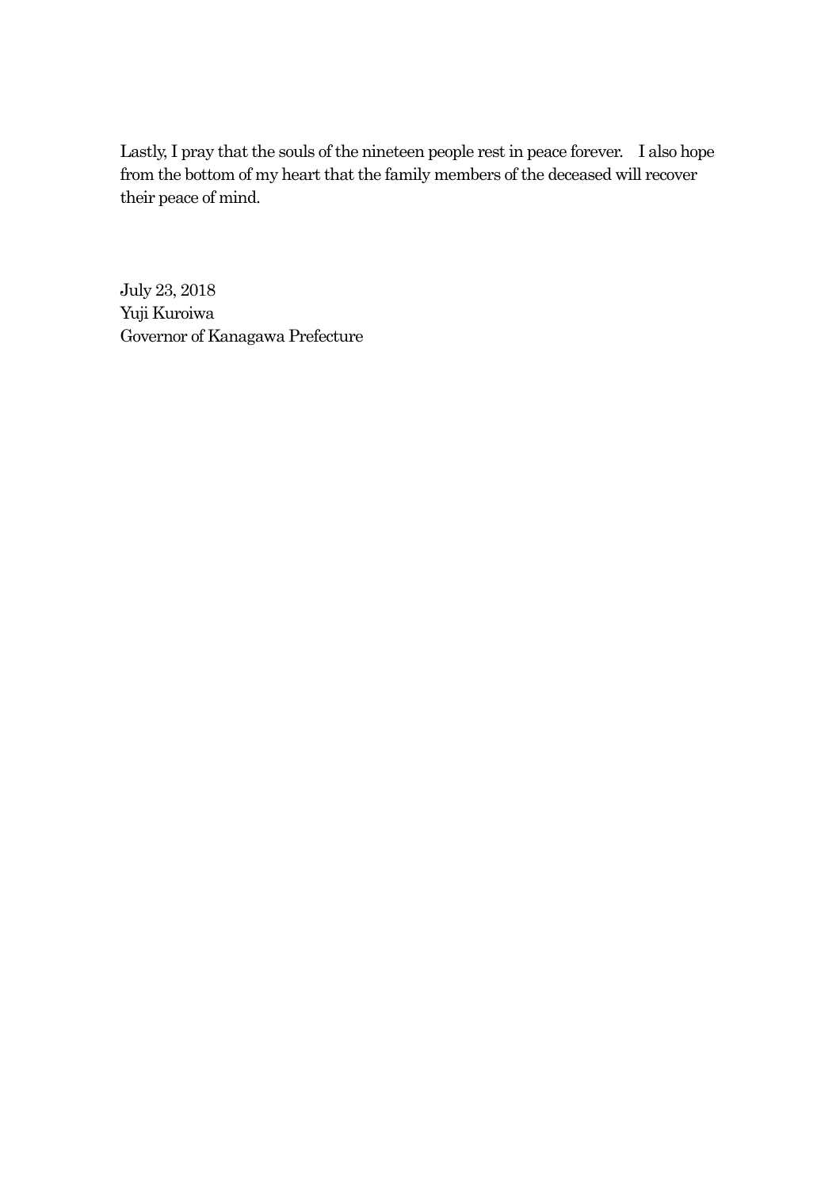Lastly, I pray that the souls of the nineteen people rest in peace forever. I also hope from the bottom of my heart that the family members of the deceased will recover their peace of mind.

July 23, 2018
Yuji Kuroiwa
Governor of Kanagawa Prefecture